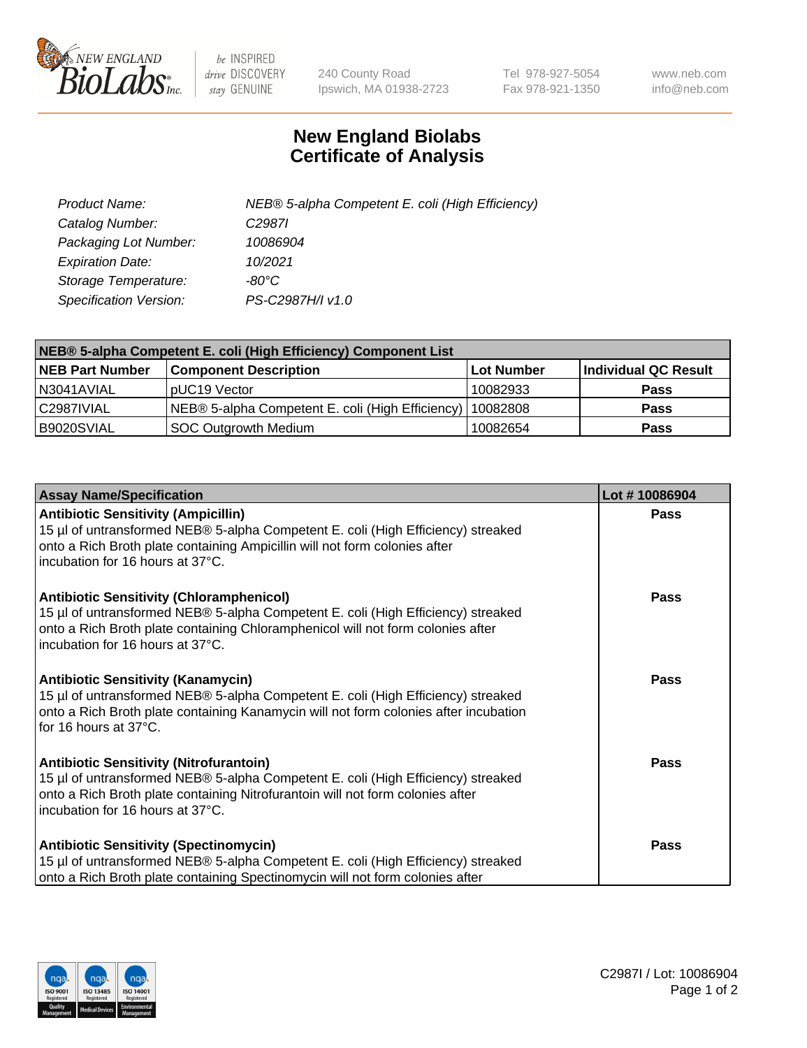# New England Biolabs Certificate of Analysis

| | |
|---|---|
| *Product Name:* | *NEB® 5-alpha Competent E. coli (High Efficiency)* |
| *Catalog Number:* | *C2987I* |
| *Packaging Lot Number:* | *10086904* |
| *Expiration Date:* | *10/2021* |
| *Storage Temperature:* | *-80°C* |
| *Specification Version:* | *PS-C2987H/I v1.0* |

| NEB® 5-alpha Competent E. coli (High Efficiency) Component List | | | |
|---|---|---|---|
| **NEB Part Number** | **Component Description** | **Lot Number** | **Individual QC Result** |
| N3041AVIAL | pUC19 Vector | 10082933 | **Pass** |
| C2987IVIAL | NEB® 5-alpha Competent E. coli (High Efficiency) | 10082808 | **Pass** |
| B9020SVIAL | SOC Outgrowth Medium | 10082654 | **Pass** |

| Assay Name/Specification | Lot # 10086904 |
|---|---|
| **Antibiotic Sensitivity (Ampicillin)**<br>15 µl of untransformed NEB® 5-alpha Competent E. coli (High Efficiency) streaked onto a Rich Broth plate containing Ampicillin will not form colonies after incubation for 16 hours at 37°C. | **Pass** |
| **Antibiotic Sensitivity (Chloramphenicol)**<br>15 µl of untransformed NEB® 5-alpha Competent E. coli (High Efficiency) streaked onto a Rich Broth plate containing Chloramphenicol will not form colonies after incubation for 16 hours at 37°C. | **Pass** |
| **Antibiotic Sensitivity (Kanamycin)**<br>15 µl of untransformed NEB® 5-alpha Competent E. coli (High Efficiency) streaked onto a Rich Broth plate containing Kanamycin will not form colonies after incubation for 16 hours at 37°C. | **Pass** |
| **Antibiotic Sensitivity (Nitrofurantoin)**<br>15 µl of untransformed NEB® 5-alpha Competent E. coli (High Efficiency) streaked onto a Rich Broth plate containing Nitrofurantoin will not form colonies after incubation for 16 hours at 37°C. | **Pass** |
| **Antibiotic Sensitivity (Spectinomycin)**<br>15 µl of untransformed NEB® 5-alpha Competent E. coli (High Efficiency) streaked onto a Rich Broth plate containing Spectinomycin will not form colonies after | **Pass** |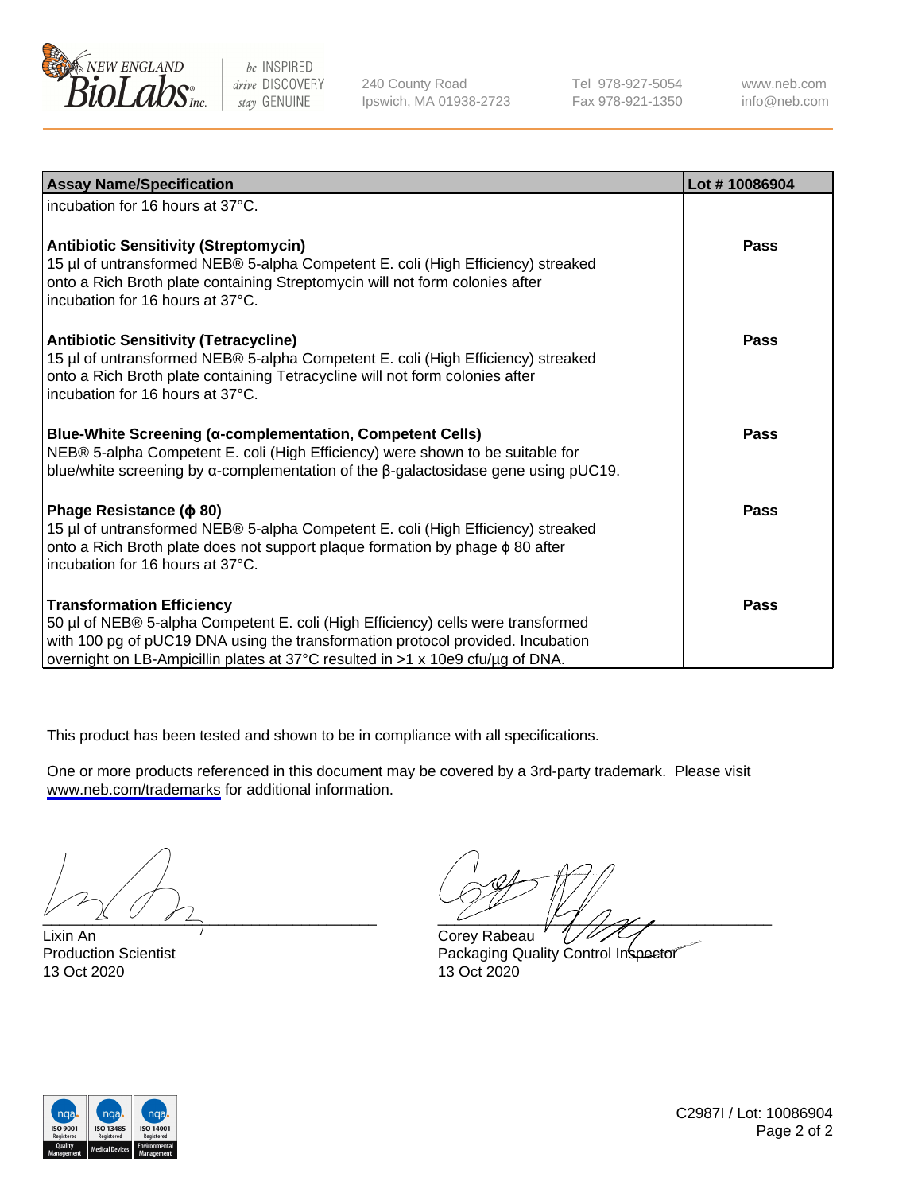| Assay Name/Specification | Lot # 10086904 |
|---|---|
| incubation for 16 hours at 37°C. | |
| **Antibiotic Sensitivity (Streptomycin)**<br>15 µl of untransformed NEB® 5-alpha Competent E. coli (High Efficiency) streaked onto a Rich Broth plate containing Streptomycin will not form colonies after incubation for 16 hours at 37°C. | **Pass** |
| **Antibiotic Sensitivity (Tetracycline)**<br>15 µl of untransformed NEB® 5-alpha Competent E. coli (High Efficiency) streaked onto a Rich Broth plate containing Tetracycline will not form colonies after incubation for 16 hours at 37°C. | **Pass** |
| **Blue-White Screening (α-complementation, Competent Cells)**<br>NEB® 5-alpha Competent E. coli (High Efficiency) were shown to be suitable for blue/white screening by α-complementation of the β-galactosidase gene using pUC19. | **Pass** |
| **Phage Resistance (ϕ 80)**<br>15 µl of untransformed NEB® 5-alpha Competent E. coli (High Efficiency) streaked onto a Rich Broth plate does not support plaque formation by phage ϕ 80 after incubation for 16 hours at 37°C. | **Pass** |
| **Transformation Efficiency**<br>50 µl of NEB® 5-alpha Competent E. coli (High Efficiency) cells were transformed with 100 pg of pUC19 DNA using the transformation protocol provided. Incubation overnight on LB-Ampicillin plates at 37°C resulted in >1 x 10e9 cfu/µg of DNA. | **Pass** |

This product has been tested and shown to be in compliance with all specifications.

One or more products referenced in this document may be covered by a 3rd-party trademark. Please visit www.neb.com/trademarks for additional information.

Lixin An
Production Scientist
13 Oct 2020

Corey Rabeau
Packaging Quality Control Inspector
13 Oct 2020

C2987I / Lot: 10086904